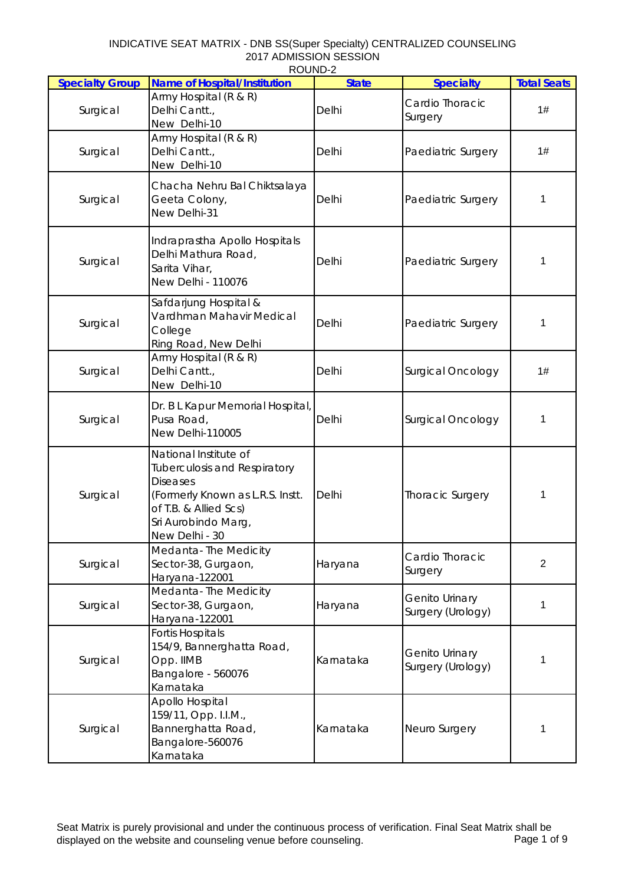INDICATIVE SEAT MATRIX - DNB SS(Super Specialty) CENTRALIZED COUNSELING
2017 ADMISSION SESSION
ROUND-2

| Specialty Group | Name of Hospital/Institution | State | Specialty | Total Seats |
|---|---|---|---|---|
| Surgical | Army Hospital (R & R) Delhi Cantt., New Delhi-10 | Delhi | Cardio Thoracic Surgery | 1# |
| Surgical | Army Hospital (R & R) Delhi Cantt., New Delhi-10 | Delhi | Paediatric Surgery | 1# |
| Surgical | Chacha Nehru Bal Chiktsalaya Geeta Colony, New Delhi-31 | Delhi | Paediatric Surgery | 1 |
| Surgical | Indraprastha Apollo Hospitals Delhi Mathura Road, Sarita Vihar, New Delhi - 110076 | Delhi | Paediatric Surgery | 1 |
| Surgical | Safdarjung Hospital & Vardhman Mahavir Medical College Ring Road, New Delhi | Delhi | Paediatric Surgery | 1 |
| Surgical | Army Hospital (R & R) Delhi Cantt., New Delhi-10 | Delhi | Surgical Oncology | 1# |
| Surgical | Dr. B L Kapur Memorial Hospital, Pusa Road, New Delhi-110005 | Delhi | Surgical Oncology | 1 |
| Surgical | National Institute of Tuberculosis and Respiratory Diseases (Formerly Known as L.R.S. Instt. of T.B. & Allied Scs) Sri Aurobindo Marg, New Delhi - 30 | Delhi | Thoracic Surgery | 1 |
| Surgical | Medanta- The Medicity Sector-38, Gurgaon, Haryana-122001 | Haryana | Cardio Thoracic Surgery | 2 |
| Surgical | Medanta- The Medicity Sector-38, Gurgaon, Haryana-122001 | Haryana | Genito Urinary Surgery (Urology) | 1 |
| Surgical | Fortis Hospitals 154/9, Bannerghatta Road, Opp. IIMB Bangalore - 560076 Karnataka | Karnataka | Genito Urinary Surgery (Urology) | 1 |
| Surgical | Apollo Hospital 159/11, Opp. I.I.M., Bannerghatta Road, Bangalore-560076 Karnataka | Karnataka | Neuro Surgery | 1 |

Seat Matrix is purely provisional and under the continuous process of verification. Final Seat Matrix shall be displayed on the website and counseling venue before counseling.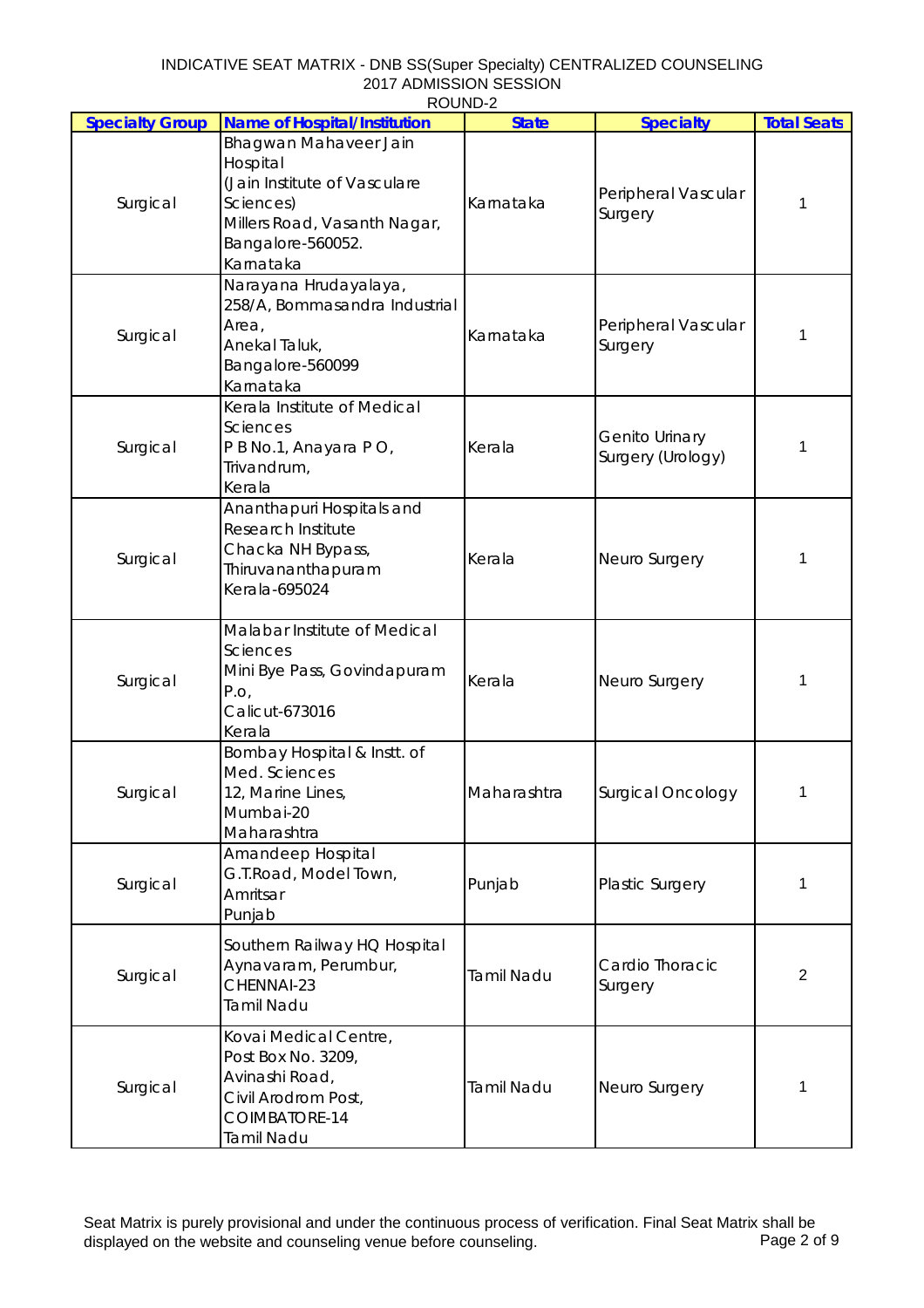INDICATIVE SEAT MATRIX - DNB SS(Super Specialty) CENTRALIZED COUNSELING
2017 ADMISSION SESSION
ROUND-2

| Specialty Group | Name of Hospital/Institution | State | Specialty | Total Seats |
|---|---|---|---|---|
| Surgical | Bhagwan Mahaveer Jain Hospital (Jain Institute of Vasculare Sciences) Millers Road, Vasanth Nagar, Bangalore-560052. Karnataka | Karnataka | Peripheral Vascular Surgery | 1 |
| Surgical | Narayana Hrudayalaya, 258/A, Bommasandra Industrial Area, Anekal Taluk, Bangalore-560099 Karnataka | Karnataka | Peripheral Vascular Surgery | 1 |
| Surgical | Kerala Institute of Medical Sciences P B No.1, Anayara P O, Trivandrum, Kerala | Kerala | Genito Urinary Surgery (Urology) | 1 |
| Surgical | Ananthapuri Hospitals and Research Institute Chacka NH Bypass, Thiruvananthapuram Kerala-695024 | Kerala | Neuro Surgery | 1 |
| Surgical | Malabar Institute of Medical Sciences Mini Bye Pass, Govindapuram P.o, Calicut-673016 Kerala | Kerala | Neuro Surgery | 1 |
| Surgical | Bombay Hospital & Instt. of Med. Sciences 12, Marine Lines, Mumbai-20 Maharashtra | Maharashtra | Surgical Oncology | 1 |
| Surgical | Amandeep Hospital G.T.Road, Model Town, Amritsar Punjab | Punjab | Plastic Surgery | 1 |
| Surgical | Southern Railway HQ Hospital Aynavaram, Perumbur, CHENNAI-23 Tamil Nadu | Tamil Nadu | Cardio Thoracic Surgery | 2 |
| Surgical | Kovai Medical Centre, Post Box No. 3209, Avinashi Road, Civil Arodrom Post, COIMBATORE-14 Tamil Nadu | Tamil Nadu | Neuro Surgery | 1 |

Seat Matrix is purely provisional and under the continuous process of verification. Final Seat Matrix shall be displayed on the website and counseling venue before counseling.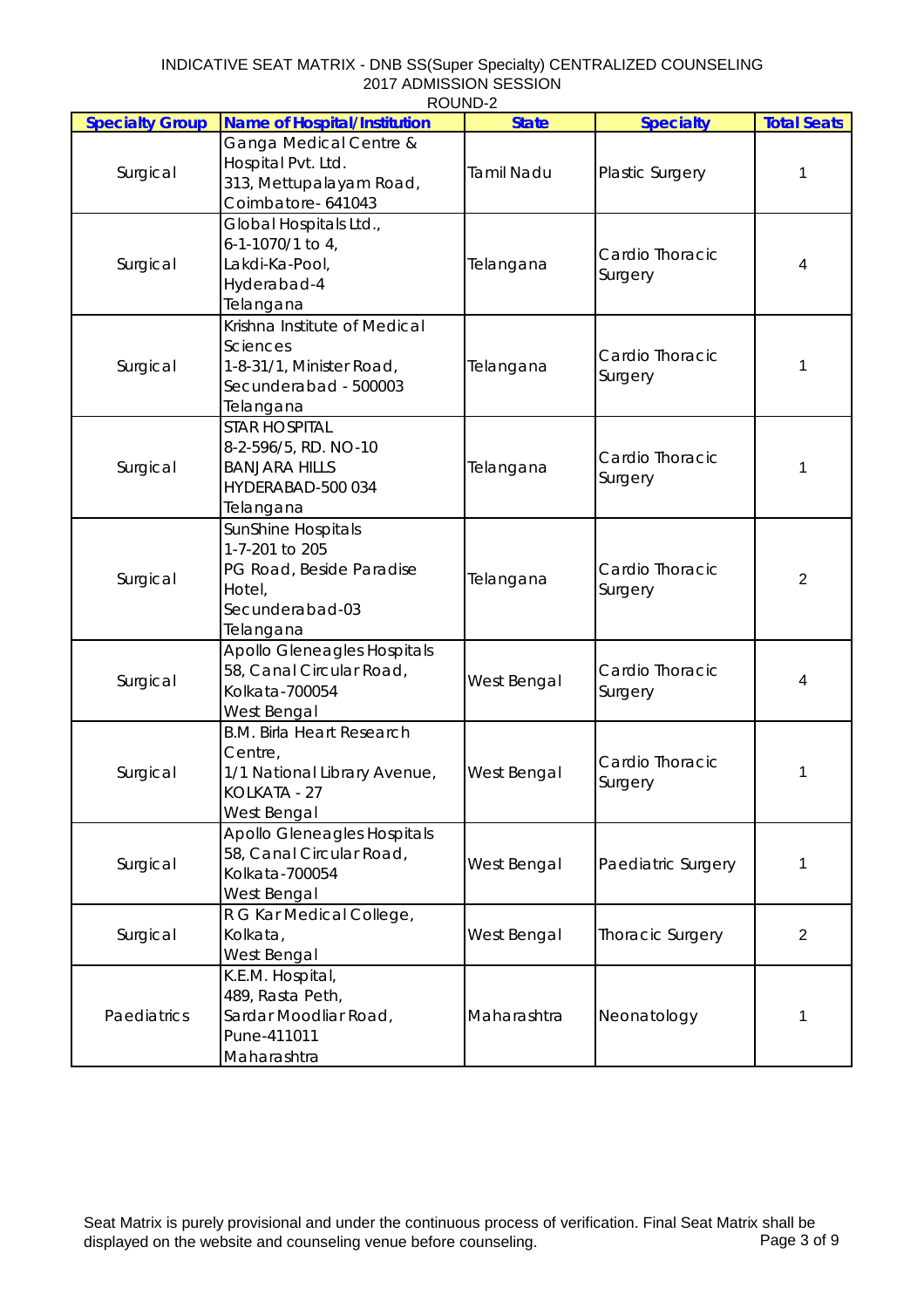INDICATIVE SEAT MATRIX - DNB SS(Super Specialty) CENTRALIZED COUNSELING
2017 ADMISSION SESSION
ROUND-2

| Specialty Group | Name of Hospital/Institution | State | Specialty | Total Seats |
|---|---|---|---|---|
| Surgical | Ganga Medical Centre & Hospital Pvt. Ltd. 313, Mettupalayam Road, Coimbatore- 641043 | Tamil Nadu | Plastic Surgery | 1 |
| Surgical | Global Hospitals Ltd., 6-1-1070/1 to 4, Lakdi-Ka-Pool, Hyderabad-4 Telangana | Telangana | Cardio Thoracic Surgery | 4 |
| Surgical | Krishna Institute of Medical Sciences 1-8-31/1, Minister Road, Secunderabad - 500003 Telangana | Telangana | Cardio Thoracic Surgery | 1 |
| Surgical | STAR HOSPITAL 8-2-596/5, RD. NO-10 BANJARA HILLS HYDERABAD-500 034 Telangana | Telangana | Cardio Thoracic Surgery | 1 |
| Surgical | SunShine Hospitals 1-7-201 to 205 PG Road, Beside Paradise Hotel, Secunderabad-03 Telangana | Telangana | Cardio Thoracic Surgery | 2 |
| Surgical | Apollo Gleneagles Hospitals 58, Canal Circular Road, Kolkata-700054 West Bengal | West Bengal | Cardio Thoracic Surgery | 4 |
| Surgical | B.M. Birla Heart Research Centre, 1/1 National Library Avenue, KOLKATA - 27 West Bengal | West Bengal | Cardio Thoracic Surgery | 1 |
| Surgical | Apollo Gleneagles Hospitals 58, Canal Circular Road, Kolkata-700054 West Bengal | West Bengal | Paediatric Surgery | 1 |
| Surgical | R G Kar Medical College, Kolkata, West Bengal | West Bengal | Thoracic Surgery | 2 |
| Paediatrics | K.E.M. Hospital, 489, Rasta Peth, Sardar Moodliar Road, Pune-411011 Maharashtra | Maharashtra | Neonatology | 1 |

Seat Matrix is purely provisional and under the continuous process of verification. Final Seat Matrix shall be displayed on the website and counseling venue before counseling.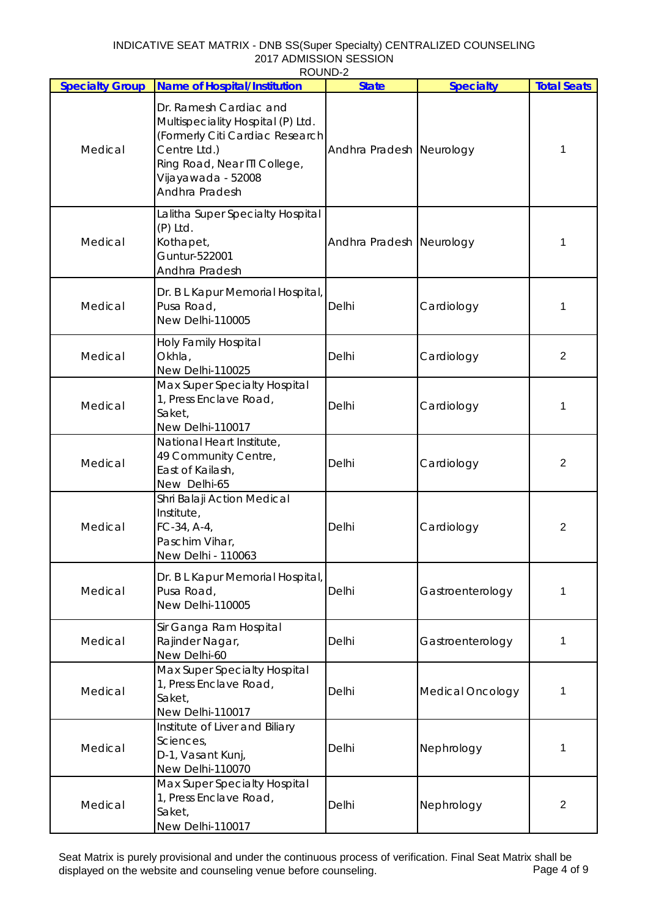INDICATIVE SEAT MATRIX - DNB SS(Super Specialty) CENTRALIZED COUNSELING
2017 ADMISSION SESSION
ROUND-2

| Specialty Group | Name of Hospital/Institution | State | Specialty | Total Seats |
|---|---|---|---|---|
| Medical | Dr. Ramesh Cardiac and Multispeciality Hospital (P) Ltd. (Formerly Citi Cardiac Research Centre Ltd.) Ring Road, Near ITI College, Vijayawada - 52008 Andhra Pradesh | Andhra Pradesh | Neurology | 1 |
| Medical | Lalitha Super Specialty Hospital (P) Ltd. Kothapet, Guntur-522001 Andhra Pradesh | Andhra Pradesh | Neurology | 1 |
| Medical | Dr. B L Kapur Memorial Hospital, Pusa Road, New Delhi-110005 | Delhi | Cardiology | 1 |
| Medical | Holy Family Hospital Okhla, New Delhi-110025 | Delhi | Cardiology | 2 |
| Medical | Max Super Specialty Hospital 1, Press Enclave Road, Saket, New Delhi-110017 | Delhi | Cardiology | 1 |
| Medical | National Heart Institute, 49 Community Centre, East of Kailash, New Delhi-65 | Delhi | Cardiology | 2 |
| Medical | Shri Balaji Action Medical Institute, FC-34, A-4, Paschim Vihar, New Delhi - 110063 | Delhi | Cardiology | 2 |
| Medical | Dr. B L Kapur Memorial Hospital, Pusa Road, New Delhi-110005 | Delhi | Gastroenterology | 1 |
| Medical | Sir Ganga Ram Hospital Rajinder Nagar, New Delhi-60 | Delhi | Gastroenterology | 1 |
| Medical | Max Super Specialty Hospital 1, Press Enclave Road, Saket, New Delhi-110017 | Delhi | Medical Oncology | 1 |
| Medical | Institute of Liver and Biliary Sciences, D-1, Vasant Kunj, New Delhi-110070 | Delhi | Nephrology | 1 |
| Medical | Max Super Specialty Hospital 1, Press Enclave Road, Saket, New Delhi-110017 | Delhi | Nephrology | 2 |

Seat Matrix is purely provisional and under the continuous process of verification. Final Seat Matrix shall be displayed on the website and counseling venue before counseling.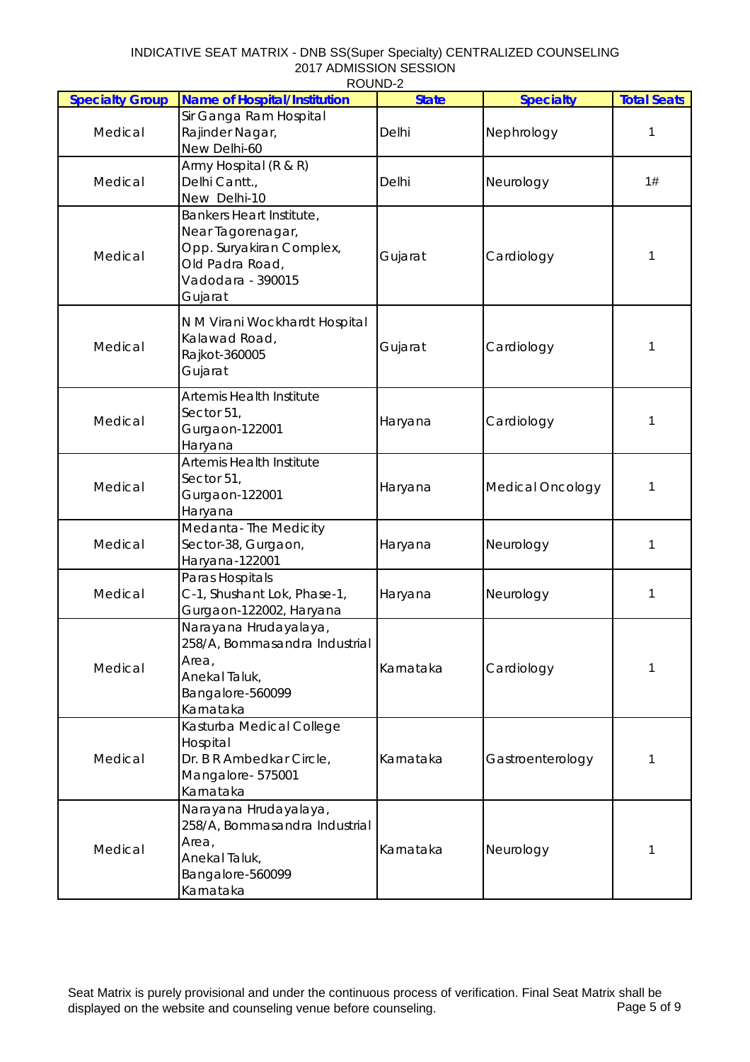# INDICATIVE SEAT MATRIX - DNB SS(Super Specialty) CENTRALIZED COUNSELING
## 2017 ADMISSION SESSION
## ROUND-2

| Specialty Group | Name of Hospital/Institution | State | Specialty | Total Seats |
|---|---|---|---|---|
| Medical | Sir Ganga Ram Hospital Rajinder Nagar, New Delhi-60 | Delhi | Nephrology | 1 |
| Medical | Army Hospital (R & R) Delhi Cantt., New Delhi-10 | Delhi | Neurology | 1# |
| Medical | Bankers Heart Institute, Near Tagorenagar, Opp. Suryakiran Complex, Old Padra Road, Vadodara - 390015 Gujarat | Gujarat | Cardiology | 1 |
| Medical | N M Virani Wockhardt Hospital Kalawad Road, Rajkot-360005 Gujarat | Gujarat | Cardiology | 1 |
| Medical | Artemis Health Institute Sector 51, Gurgaon-122001 Haryana | Haryana | Cardiology | 1 |
| Medical | Artemis Health Institute Sector 51, Gurgaon-122001 Haryana | Haryana | Medical Oncology | 1 |
| Medical | Medanta- The Medicity Sector-38, Gurgaon, Haryana-122001 | Haryana | Neurology | 1 |
| Medical | Paras Hospitals C-1, Shushant Lok, Phase-1, Gurgaon-122002, Haryana | Haryana | Neurology | 1 |
| Medical | Narayana Hrudayalaya, 258/A, Bommasandra Industrial Area, Anekal Taluk, Bangalore-560099 Karnataka | Karnataka | Cardiology | 1 |
| Medical | Kasturba Medical College Hospital Dr. B R Ambedkar Circle, Mangalore- 575001 Karnataka | Karnataka | Gastroenterology | 1 |
| Medical | Narayana Hrudayalaya, 258/A, Bommasandra Industrial Area, Anekal Taluk, Bangalore-560099 Karnataka | Karnataka | Neurology | 1 |

Seat Matrix is purely provisional and under the continuous process of verification. Final Seat Matrix shall be displayed on the website and counseling venue before counseling.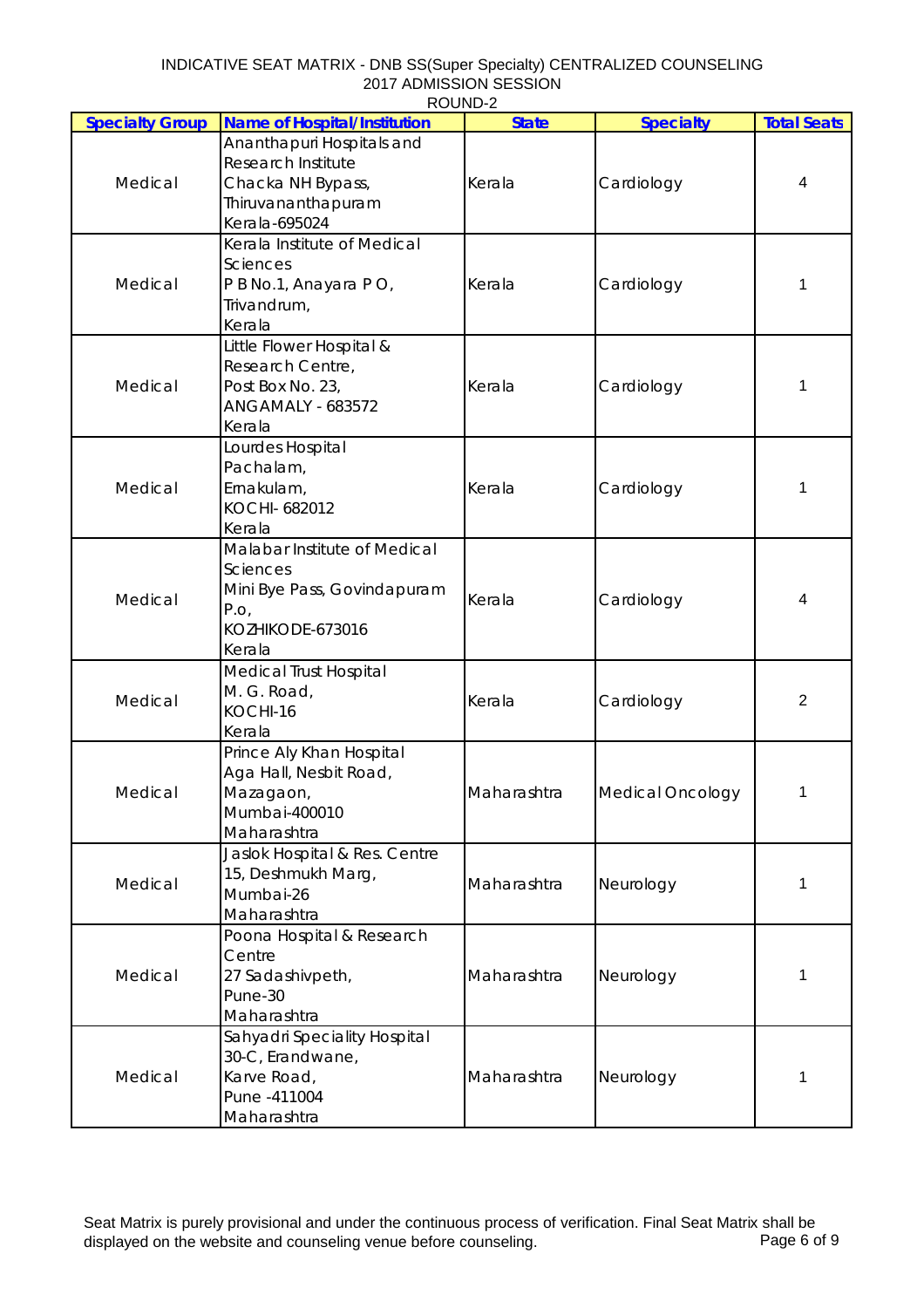INDICATIVE SEAT MATRIX - DNB SS(Super Specialty) CENTRALIZED COUNSELING
2017 ADMISSION SESSION
ROUND-2

| Specialty Group | Name of Hospital/Institution | State | Specialty | Total Seats |
|---|---|---|---|---|
| Medical | Ananthapuri Hospitals and Research Institute Chacka NH Bypass, Thiruvananthapuram Kerala-695024 | Kerala | Cardiology | 4 |
| Medical | Kerala Institute of Medical Sciences P B No.1, Anayara P O, Trivandrum, Kerala | Kerala | Cardiology | 1 |
| Medical | Little Flower Hospital & Research Centre, Post Box No. 23, ANGAMALY - 683572 Kerala | Kerala | Cardiology | 1 |
| Medical | Lourdes Hospital Pachalam, Ernakulam, KOCHI- 682012 Kerala | Kerala | Cardiology | 1 |
| Medical | Malabar Institute of Medical Sciences Mini Bye Pass, Govindapuram P.o, KOZHIKODE-673016 Kerala | Kerala | Cardiology | 4 |
| Medical | Medical Trust Hospital M. G. Road, KOCHI-16 Kerala | Kerala | Cardiology | 2 |
| Medical | Prince Aly Khan Hospital Aga Hall, Nesbit Road, Mazagaon, Mumbai-400010 Maharashtra | Maharashtra | Medical Oncology | 1 |
| Medical | Jaslok Hospital & Res. Centre 15, Deshmukh Marg, Mumbai-26 Maharashtra | Maharashtra | Neurology | 1 |
| Medical | Poona Hospital & Research Centre 27 Sadashivpeth, Pune-30 Maharashtra | Maharashtra | Neurology | 1 |
| Medical | Sahyadri Speciality Hospital 30-C, Erandwane, Karve Road, Pune -411004 Maharashtra | Maharashtra | Neurology | 1 |

Seat Matrix is purely provisional and under the continuous process of verification. Final Seat Matrix shall be displayed on the website and counseling venue before counseling.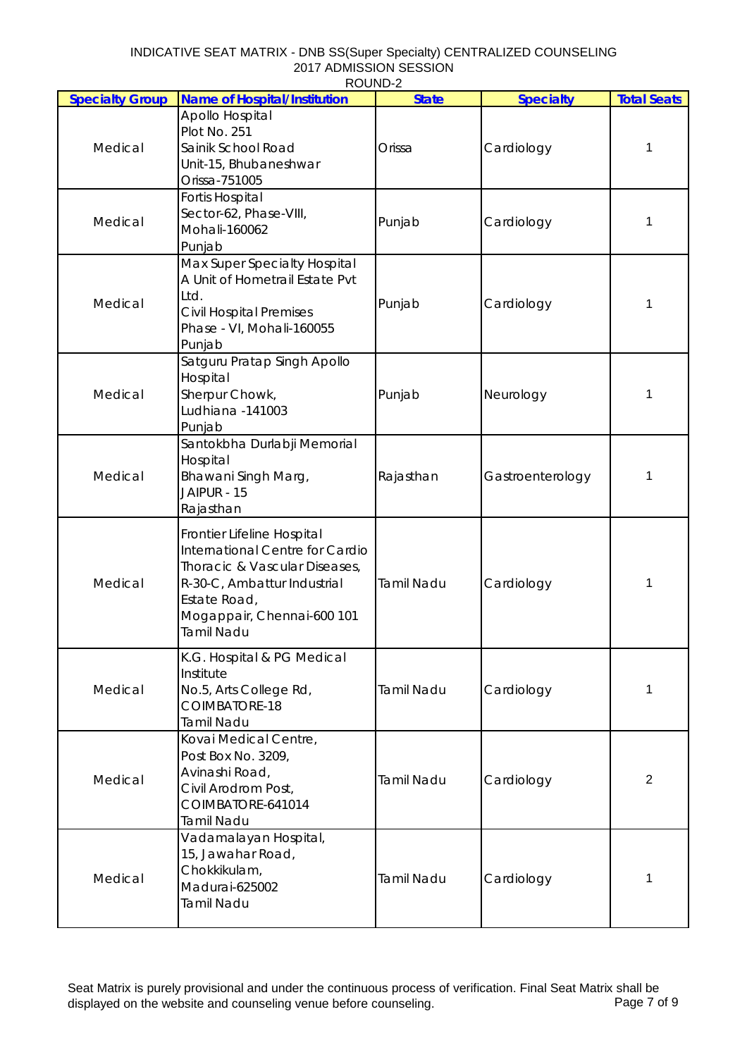INDICATIVE SEAT MATRIX - DNB SS(Super Specialty) CENTRALIZED COUNSELING
2017 ADMISSION SESSION
ROUND-2

| Specialty Group | Name of Hospital/Institution | State | Specialty | Total Seats |
|---|---|---|---|---|
| Medical | Apollo Hospital<br>Plot No. 251<br>Sainik School Road<br>Unit-15, Bhubaneshwar<br>Orissa-751005 | Orissa | Cardiology | 1 |
| Medical | Fortis Hospital<br>Sector-62, Phase-VIII,<br>Mohali-160062<br>Punjab | Punjab | Cardiology | 1 |
| Medical | Max Super Specialty Hospital<br>A Unit of Hometrail Estate Pvt Ltd.<br>Civil Hospital Premises<br>Phase - VI, Mohali-160055<br>Punjab | Punjab | Cardiology | 1 |
| Medical | Satguru Pratap Singh Apollo Hospital<br>Sherpur Chowk,<br>Ludhiana -141003<br>Punjab | Punjab | Neurology | 1 |
| Medical | Santokbha Durlabji Memorial Hospital<br>Bhawani Singh Marg,<br>JAIPUR - 15<br>Rajasthan | Rajasthan | Gastroenterology | 1 |
| Medical | Frontier Lifeline Hospital<br>International Centre for Cardio Thoracic & Vascular Diseases,<br>R-30-C, Ambattur Industrial Estate Road,<br>Mogappair, Chennai-600 101<br>Tamil Nadu | Tamil Nadu | Cardiology | 1 |
| Medical | K.G. Hospital & PG Medical Institute<br>No.5, Arts College Rd,<br>COIMBATORE-18<br>Tamil Nadu | Tamil Nadu | Cardiology | 1 |
| Medical | Kovai Medical Centre,<br>Post Box No. 3209,<br>Avinashi Road,<br>Civil Arodrom Post,<br>COIMBATORE-641014<br>Tamil Nadu | Tamil Nadu | Cardiology | 2 |
| Medical | Vadamalayan Hospital,<br>15, Jawahar Road,<br>Chokkikulam,<br>Madurai-625002<br>Tamil Nadu | Tamil Nadu | Cardiology | 1 |

Seat Matrix is purely provisional and under the continuous process of verification. Final Seat Matrix shall be displayed on the website and counseling venue before counseling.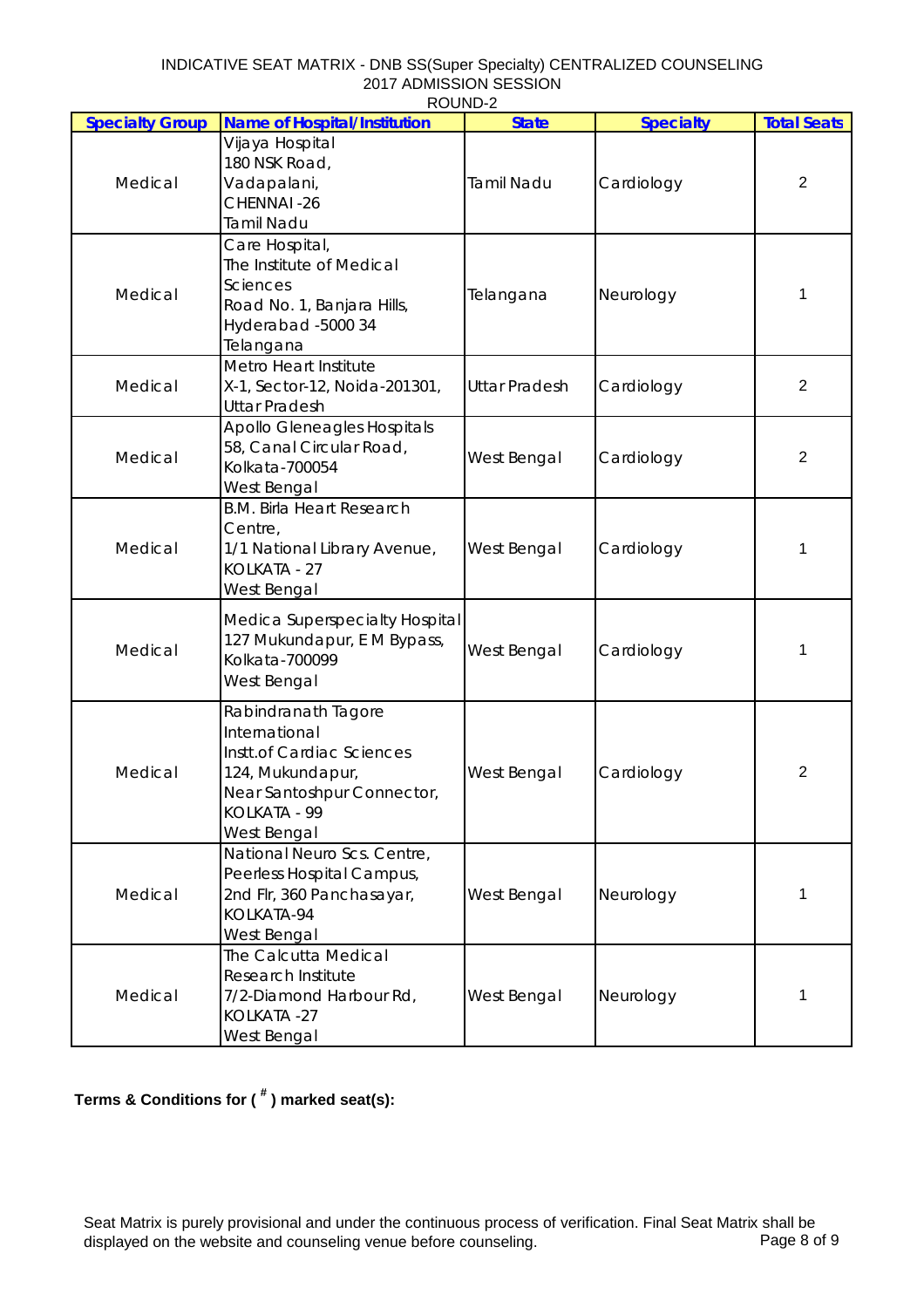INDICATIVE SEAT MATRIX - DNB SS(Super Specialty) CENTRALIZED COUNSELING
2017 ADMISSION SESSION
ROUND-2

| Specialty Group | Name of Hospital/Institution | State | Specialty | Total Seats |
|---|---|---|---|---|
| Medical | Vijaya Hospital 180 NSK Road, Vadapalani, CHENNAI -26 Tamil Nadu | Tamil Nadu | Cardiology | 2 |
| Medical | Care Hospital, The Institute of Medical Sciences Road No. 1, Banjara Hills, Hyderabad -5000 34 Telangana | Telangana | Neurology | 1 |
| Medical | Metro Heart Institute X-1, Sector-12, Noida-201301, Uttar Pradesh | Uttar Pradesh | Cardiology | 2 |
| Medical | Apollo Gleneagles Hospitals 58, Canal Circular Road, Kolkata-700054 West Bengal | West Bengal | Cardiology | 2 |
| Medical | B.M. Birla Heart Research Centre, 1/1 National Library Avenue, KOLKATA - 27 West Bengal | West Bengal | Cardiology | 1 |
| Medical | Medica Superspecialty Hospital 127 Mukundapur, E M Bypass, Kolkata-700099 West Bengal | West Bengal | Cardiology | 1 |
| Medical | Rabindranath Tagore International Instt.of Cardiac Sciences 124, Mukundapur, Near Santoshpur Connector, KOLKATA - 99 West Bengal | West Bengal | Cardiology | 2 |
| Medical | National Neuro Scs. Centre, Peerless Hospital Campus, 2nd Flr, 360 Panchasayar, KOLKATA-94 West Bengal | West Bengal | Neurology | 1 |
| Medical | The Calcutta Medical Research Institute 7/2-Diamond Harbour Rd, KOLKATA -27 West Bengal | West Bengal | Neurology | 1 |

**Terms & Conditions for ( # ) marked seat(s):**

Seat Matrix is purely provisional and under the continuous process of verification. Final Seat Matrix shall be displayed on the website and counseling venue before counseling.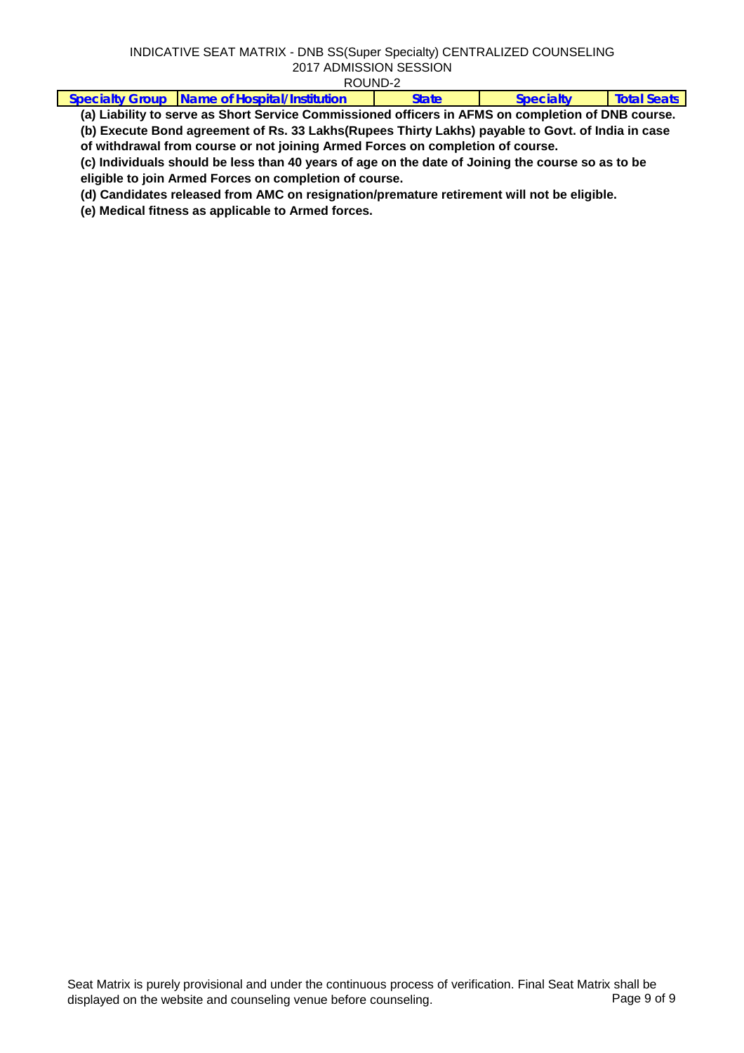INDICATIVE SEAT MATRIX - DNB SS(Super Specialty) CENTRALIZED COUNSELING
2017 ADMISSION SESSION
ROUND-2

| Specialty Group | Name of Hospital/Institution | State | Specialty | Total Seats |
|---|---|---|---|---|

**(a) Liability to serve as Short Service Commissioned officers in AFMS on completion of DNB course.**

**(b) Execute Bond agreement of Rs. 33 Lakhs(Rupees Thirty Lakhs) payable to Govt. of India in case of withdrawal from course or not joining Armed Forces on completion of course.**

**(c) Individuals should be less than 40 years of age on the date of Joining the course so as to be eligible to join Armed Forces on completion of course.**

**(d) Candidates released from AMC on resignation/premature retirement will not be eligible.**

**(e) Medical fitness as applicable to Armed forces.**

Seat Matrix is purely provisional and under the continuous process of verification. Final Seat Matrix shall be displayed on the website and counseling venue before counseling.